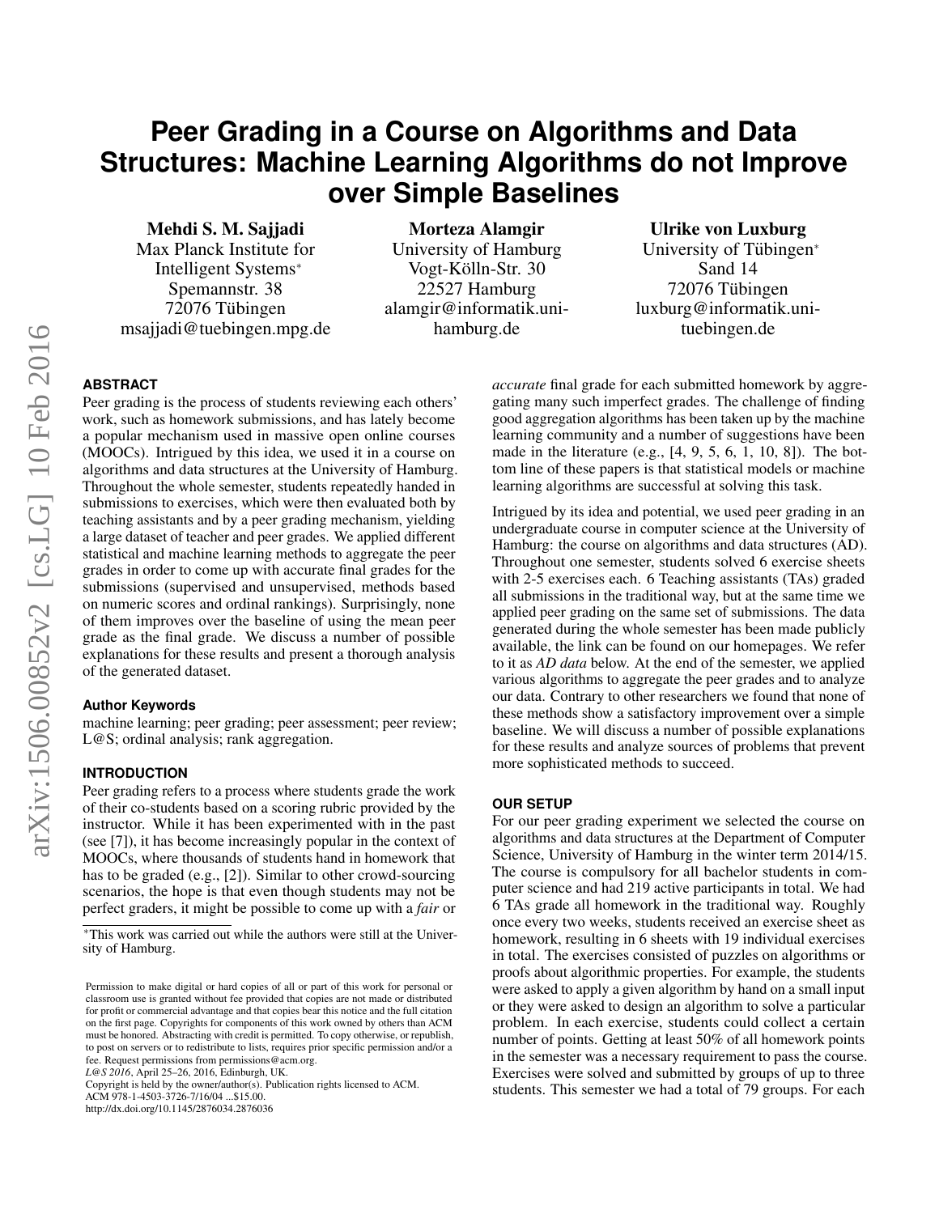# Peer Grading in a Course on Algorithms and Data Structures: Machine Learning Algorithms do not Improve over Simple Baselines

**Mehdi S. M. Sajjadi**
Max Planck Institute for Intelligent Systems*
Spemannstr. 38
72076 Tübingen
msajjadi@tuebingen.mpg.de

**Morteza Alamgir**
University of Hamburg
Vogt-Kölln-Str. 30
22527 Hamburg
alamgir@informatik.uni-hamburg.de

**Ulrike von Luxburg**
University of Tübingen*
Sand 14
72076 Tübingen
luxburg@informatik.uni-tuebingen.de

## ABSTRACT

Peer grading is the process of students reviewing each others' work, such as homework submissions, and has lately become a popular mechanism used in massive open online courses (MOOCs). Intrigued by this idea, we used it in a course on algorithms and data structures at the University of Hamburg. Throughout the whole semester, students repeatedly handed in submissions to exercises, which were then evaluated both by teaching assistants and by a peer grading mechanism, yielding a large dataset of teacher and peer grades. We applied different statistical and machine learning methods to aggregate the peer grades in order to come up with accurate final grades for the submissions (supervised and unsupervised, methods based on numeric scores and ordinal rankings). Surprisingly, none of them improves over the baseline of using the mean peer grade as the final grade. We discuss a number of possible explanations for these results and present a thorough analysis of the generated dataset.

### Author Keywords

machine learning; peer grading; peer assessment; peer review; L@S; ordinal analysis; rank aggregation.

## INTRODUCTION

Peer grading refers to a process where students grade the work of their co-students based on a scoring rubric provided by the instructor. While it has been experimented with in the past (see [7]), it has become increasingly popular in the context of MOOCs, where thousands of students hand in homework that has to be graded (e.g., [2]). Similar to other crowd-sourcing scenarios, the hope is that even though students may not be perfect graders, it might be possible to come up with a *fair* or *accurate* final grade for each submitted homework by aggregating many such imperfect grades. The challenge of finding good aggregation algorithms has been taken up by the machine learning community and a number of suggestions have been made in the literature (e.g., [4, 9, 5, 6, 1, 10, 8]). The bottom line of these papers is that statistical models or machine learning algorithms are successful at solving this task.

Intrigued by its idea and potential, we used peer grading in an undergraduate course in computer science at the University of Hamburg: the course on algorithms and data structures (AD). Throughout one semester, students solved 6 exercise sheets with 2-5 exercises each. 6 Teaching assistants (TAs) graded all submissions in the traditional way, but at the same time we applied peer grading on the same set of submissions. The data generated during the whole semester has been made publicly available, the link can be found on our homepages. We refer to it as *AD data* below. At the end of the semester, we applied various algorithms to aggregate the peer grades and to analyze our data. Contrary to other researchers we found that none of these methods show a satisfactory improvement over a simple baseline. We will discuss a number of possible explanations for these results and analyze sources of problems that prevent more sophisticated methods to succeed.

## OUR SETUP

For our peer grading experiment we selected the course on algorithms and data structures at the Department of Computer Science, University of Hamburg in the winter term 2014/15. The course is compulsory for all bachelor students in computer science and had 219 active participants in total. We had 6 TAs grade all homework in the traditional way. Roughly once every two weeks, students received an exercise sheet as homework, resulting in 6 sheets with 19 individual exercises in total. The exercises consisted of puzzles on algorithms or proofs about algorithmic properties. For example, the students were asked to apply a given algorithm by hand on a small input or they were asked to design an algorithm to solve a particular problem. In each exercise, students could collect a certain number of points. Getting at least 50% of all homework points in the semester was a necessary requirement to pass the course. Exercises were solved and submitted by groups of up to three students. This semester we had a total of 79 groups. For each

*This work was carried out while the authors were still at the University of Hamburg.

Permission to make digital or hard copies of all or part of this work for personal or classroom use is granted without fee provided that copies are not made or distributed for profit or commercial advantage and that copies bear this notice and the full citation on the first page. Copyrights for components of this work owned by others than ACM must be honored. Abstracting with credit is permitted. To copy otherwise, or republish, to post on servers or to redistribute to lists, requires prior specific permission and/or a fee. Request permissions from permissions@acm.org.
*L@S 2016*, April 25–26, 2016, Edinburgh, UK.
Copyright is held by the owner/author(s). Publication rights licensed to ACM.
ACM 978-1-4503-3726-7/16/04 ...$15.00.
http://dx.doi.org/10.1145/2876034.2876036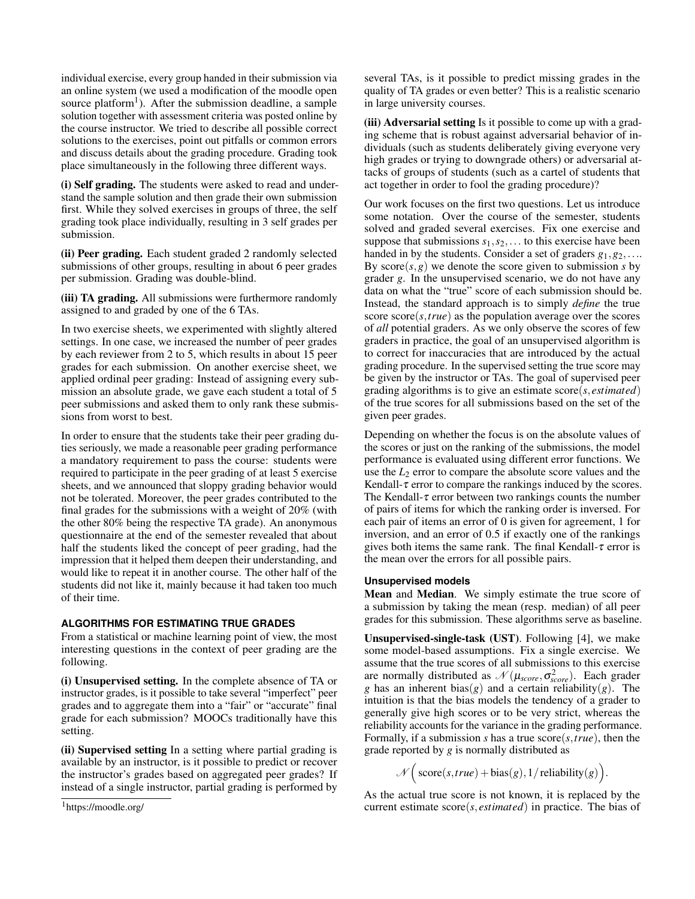individual exercise, every group handed in their submission via an online system (we used a modification of the moodle open source platform[1]). After the submission deadline, a sample solution together with assessment criteria was posted online by the course instructor. We tried to describe all possible correct solutions to the exercises, point out pitfalls or common errors and discuss details about the grading procedure. Grading took place simultaneously in the following three different ways.

**(i) Self grading.** The students were asked to read and understand the sample solution and then grade their own submission first. While they solved exercises in groups of three, the self grading took place individually, resulting in 3 self grades per submission.

**(ii) Peer grading.** Each student graded 2 randomly selected submissions of other groups, resulting in about 6 peer grades per submission. Grading was double-blind.

**(iii) TA grading.** All submissions were furthermore randomly assigned to and graded by one of the 6 TAs.

In two exercise sheets, we experimented with slightly altered settings. In one case, we increased the number of peer grades by each reviewer from 2 to 5, which results in about 15 peer grades for each submission. On another exercise sheet, we applied ordinal peer grading: Instead of assigning every submission an absolute grade, we gave each student a total of 5 peer submissions and asked them to only rank these submissions from worst to best.

In order to ensure that the students take their peer grading duties seriously, we made a reasonable peer grading performance a mandatory requirement to pass the course: students were required to participate in the peer grading of at least 5 exercise sheets, and we announced that sloppy grading behavior would not be tolerated. Moreover, the peer grades contributed to the final grades for the submissions with a weight of 20% (with the other 80% being the respective TA grade). An anonymous questionnaire at the end of the semester revealed that about half the students liked the concept of peer grading, had the impression that it helped them deepen their understanding, and would like to repeat it in another course. The other half of the students did not like it, mainly because it had taken too much of their time.

## ALGORITHMS FOR ESTIMATING TRUE GRADES

From a statistical or machine learning point of view, the most interesting questions in the context of peer grading are the following.

**(i) Unsupervised setting.** In the complete absence of TA or instructor grades, is it possible to take several "imperfect" peer grades and to aggregate them into a "fair" or "accurate" final grade for each submission? MOOCs traditionally have this setting.

**(ii) Supervised setting** In a setting where partial grading is available by an instructor, is it possible to predict or recover the instructor's grades based on aggregated peer grades? If instead of a single instructor, partial grading is performed by several TAs, is it possible to predict missing grades in the quality of TA grades or even better? This is a realistic scenario in large university courses.

**(iii) Adversarial setting** Is it possible to come up with a grading scheme that is robust against adversarial behavior of individuals (such as students deliberately giving everyone very high grades or trying to downgrade others) or adversarial attacks of groups of students (such as a cartel of students that act together in order to fool the grading procedure)?

Our work focuses on the first two questions. Let us introduce some notation. Over the course of the semester, students solved and graded several exercises. Fix one exercise and suppose that submissions $s_1, s_2, \ldots$ to this exercise have been handed in by the students. Consider a set of graders $g_1, g_2, \ldots$. By $\text{score}(s, g)$ we denote the score given to submission $s$ by grader $g$. In the unsupervised scenario, we do not have any data on what the "true" score of each submission should be. Instead, the standard approach is to simply *define* the true score $\text{score}(s, true)$ as the population average over the scores of *all* potential graders. As we only observe the scores of few graders in practice, the goal of an unsupervised algorithm is to correct for inaccuracies that are introduced by the actual grading procedure. In the supervised setting the true score may be given by the instructor or TAs. The goal of supervised peer grading algorithms is to give an estimate $\text{score}(s, estimated)$ of the true scores for all submissions based on the set of the given peer grades.

Depending on whether the focus is on the absolute values of the scores or just on the ranking of the submissions, the model performance is evaluated using different error functions. We use the $L_2$ error to compare the absolute score values and the Kendall-$\tau$ error to compare the rankings induced by the scores. The Kendall-$\tau$ error between two rankings counts the number of pairs of items for which the ranking order is inversed. For each pair of items an error of 0 is given for agreement, 1 for inversion, and an error of 0.5 if exactly one of the rankings gives both items the same rank. The final Kendall-$\tau$ error is the mean over the errors for all possible pairs.

### Unsupervised models

**Mean** and **Median**. We simply estimate the true score of a submission by taking the mean (resp. median) of all peer grades for this submission. These algorithms serve as baseline.

**Unsupervised-single-task (UST)**. Following [4], we make some model-based assumptions. Fix a single exercise. We assume that the true scores of all submissions to this exercise are normally distributed as $\mathcal{N}(\mu_{score}, \sigma^2_{score})$. Each grader $g$ has an inherent $\text{bias}(g)$ and a certain $\text{reliability}(g)$. The intuition is that the bias models the tendency of a grader to generally give high scores or to be very strict, whereas the reliability accounts for the variance in the grading performance. Formally, if a submission $s$ has a true $\text{score}(s, true)$, then the grade reported by $g$ is normally distributed as

$$\mathcal{N}\Big(\text{score}(s, true) + \text{bias}(g), 1/\text{reliability}(g)\Big).$$

As the actual true score is not known, it is replaced by the current estimate $\text{score}(s, estimated)$ in practice. The bias of

[1] https://moodle.org/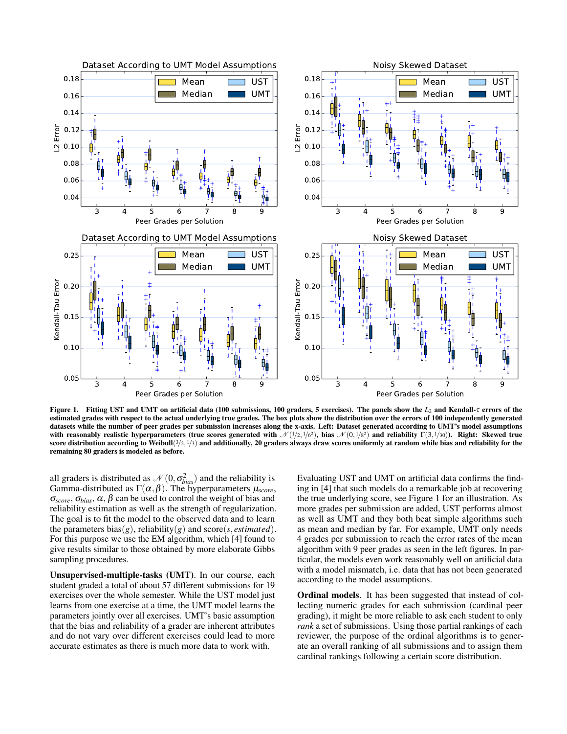Figure 1. Fitting UST and UMT on artificial data (100 submissions, 100 graders, 5 exercises). The panels show the $L_2$ and Kendall-$\tau$ errors of the estimated grades with respect to the actual underlying true grades. The box plots show the distribution over the errors of 100 independently generated datasets while the number of peer grades per submission increases along the x-axis. Left: Dataset generated according to UMT's model assumptions with reasonably realistic hyperparameters (true scores generated with $\mathcal{N}(1/2, 1/6^2)$, bias $\mathcal{N}(0, 1/8^2)$ and reliability $\Gamma(3, 1/30)$). Right: Skewed true score distribution according to Weibull$(3/2, 1/3)$ and additionally, 20 graders always draw scores uniformly at random while bias and reliability for the remaining 80 graders is modeled as before.

all graders is distributed as $\mathcal{N}(0, \sigma_{bias}^2)$ and the reliability is Gamma-distributed as $\Gamma(\alpha, \beta)$. The hyperparameters $\mu_{score}$, $\sigma_{score}$, $\sigma_{bias}$, $\alpha$, $\beta$ can be used to control the weight of bias and reliability estimation as well as the strength of regularization. The goal is to fit the model to the observed data and to learn the parameters bias$(g)$, reliability$(g)$ and score$(s, estimated)$. For this purpose we use the EM algorithm, which [4] found to give results similar to those obtained by more elaborate Gibbs sampling procedures.

**Unsupervised-multiple-tasks (UMT)**. In our course, each student graded a total of about 57 different submissions for 19 exercises over the whole semester. While the UST model just learns from one exercise at a time, the UMT model learns the parameters jointly over all exercises. UMT's basic assumption that the bias and reliability of a grader are inherent attributes and do not vary over different exercises could lead to more accurate estimates as there is much more data to work with.

Evaluating UST and UMT on artificial data confirms the finding in [4] that such models do a remarkable job at recovering the true underlying score, see Figure 1 for an illustration. As more grades per submission are added, UST performs almost as well as UMT and they both beat simple algorithms such as mean and median by far. For example, UMT only needs 4 grades per submission to reach the error rates of the mean algorithm with 9 peer grades as seen in the left figures. In particular, the models even work reasonably well on artificial data with a model mismatch, i.e. data that has not been generated according to the model assumptions.

**Ordinal models**. It has been suggested that instead of collecting numeric grades for each submission (cardinal peer grading), it might be more reliable to ask each student to only *rank* a set of submissions. Using those partial rankings of each reviewer, the purpose of the ordinal algorithms is to generate an overall ranking of all submissions and to assign them cardinal rankings following a certain score distribution.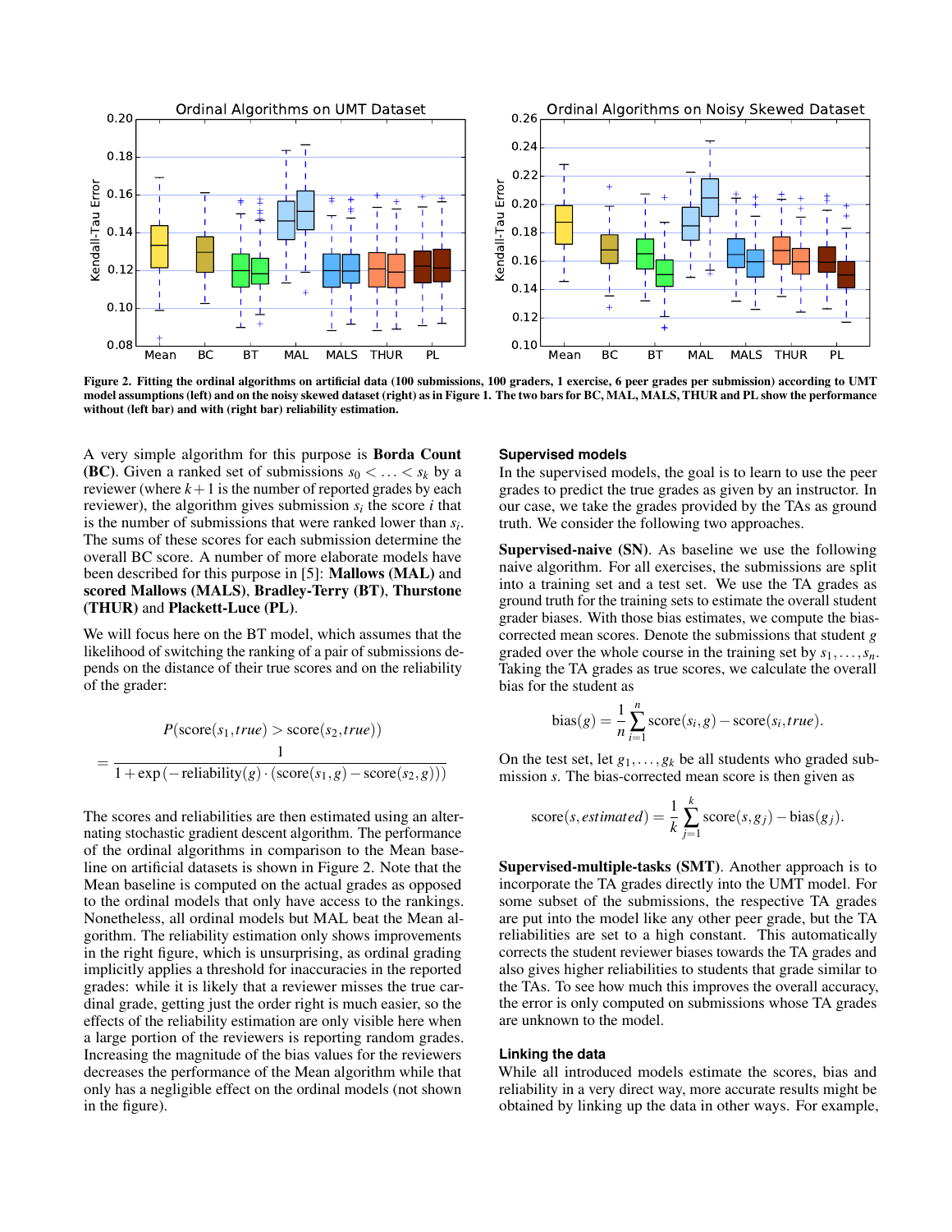Figure 2. Fitting the ordinal algorithms on artificial data (100 submissions, 100 graders, 1 exercise, 6 peer grades per submission) according to UMT model assumptions (left) and on the noisy skewed dataset (right) as in Figure 1. The two bars for BC, MAL, MALS, THUR and PL show the performance without (left bar) and with (right bar) reliability estimation.

A very simple algorithm for this purpose is **Borda Count (BC)**. Given a ranked set of submissions $s_0 < \ldots < s_k$ by a reviewer (where $k+1$ is the number of reported grades by each reviewer), the algorithm gives submission $s_i$ the score $i$ that is the number of submissions that were ranked lower than $s_i$. The sums of these scores for each submission determine the overall BC score. A number of more elaborate models have been described for this purpose in [5]: **Mallows (MAL)** and **scored Mallows (MALS)**, **Bradley-Terry (BT)**, **Thurstone (THUR)** and **Plackett-Luce (PL)**.

We will focus here on the BT model, which assumes that the likelihood of switching the ranking of a pair of submissions depends on the distance of their true scores and on the reliability of the grader:

$$P(\text{score}(s_1, true) > \text{score}(s_2, true))$$
$$= \frac{1}{1 + \exp\left(-\text{reliability}(g) \cdot (\text{score}(s_1, g) - \text{score}(s_2, g))\right)}$$

The scores and reliabilities are then estimated using an alternating stochastic gradient descent algorithm. The performance of the ordinal algorithms in comparison to the Mean baseline on artificial datasets is shown in Figure 2. Note that the Mean baseline is computed on the actual grades as opposed to the ordinal models that only have access to the rankings. Nonetheless, all ordinal models but MAL beat the Mean algorithm. The reliability estimation only shows improvements in the right figure, which is unsurprising, as ordinal grading implicitly applies a threshold for inaccuracies in the reported grades: while it is likely that a reviewer misses the true cardinal grade, getting just the order right is much easier, so the effects of the reliability estimation are only visible here when a large portion of the reviewers is reporting random grades. Increasing the magnitude of the bias values for the reviewers decreases the performance of the Mean algorithm while that only has a negligible effect on the ordinal models (not shown in the figure).

### Supervised models

In the supervised models, the goal is to learn to use the peer grades to predict the true grades as given by an instructor. In our case, we take the grades provided by the TAs as ground truth. We consider the following two approaches.

**Supervised-naive (SN)**. As baseline we use the following naive algorithm. For all exercises, the submissions are split into a training set and a test set. We use the TA grades as ground truth for the training sets to estimate the overall student grader biases. With those bias estimates, we compute the bias-corrected mean scores. Denote the submissions that student $g$ graded over the whole course in the training set by $s_1, \ldots, s_n$. Taking the TA grades as true scores, we calculate the overall bias for the student as

$$\text{bias}(g) = \frac{1}{n} \sum_{i=1}^{n} \text{score}(s_i, g) - \text{score}(s_i, true).$$

On the test set, let $g_1, \ldots, g_k$ be all students who graded submission $s$. The bias-corrected mean score is then given as

$$\text{score}(s, estimated) = \frac{1}{k} \sum_{j=1}^{k} \text{score}(s, g_j) - \text{bias}(g_j).$$

**Supervised-multiple-tasks (SMT)**. Another approach is to incorporate the TA grades directly into the UMT model. For some subset of the submissions, the respective TA grades are put into the model like any other peer grade, but the TA reliabilities are set to a high constant. This automatically corrects the student reviewer biases towards the TA grades and also gives higher reliabilities to students that grade similar to the TAs. To see how much this improves the overall accuracy, the error is only computed on submissions whose TA grades are unknown to the model.

### Linking the data

While all introduced models estimate the scores, bias and reliability in a very direct way, more accurate results might be obtained by linking up the data in other ways. For example,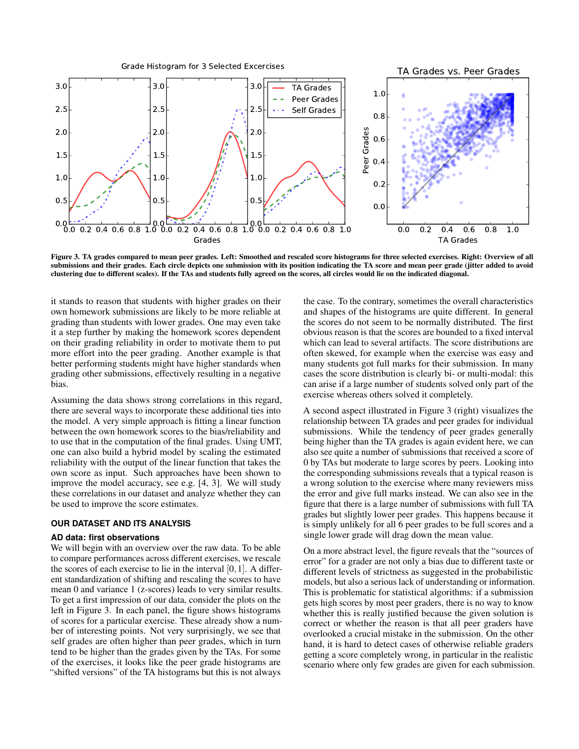Figure 3. TA grades compared to mean peer grades. Left: Smoothed and rescaled score histograms for three selected exercises. Right: Overview of all submissions and their grades. Each circle depicts one submission with its position indicating the TA score and mean peer grade (jitter added to avoid clustering due to different scales). If the TAs and students fully agreed on the scores, all circles would lie on the indicated diagonal.

it stands to reason that students with higher grades on their own homework submissions are likely to be more reliable at grading than students with lower grades. One may even take it a step further by making the homework scores dependent on their grading reliability in order to motivate them to put more effort into the peer grading. Another example is that better performing students might have higher standards when grading other submissions, effectively resulting in a negative bias.

Assuming the data shows strong correlations in this regard, there are several ways to incorporate these additional ties into the model. A very simple approach is fitting a linear function between the own homework scores to the bias/reliability and to use that in the computation of the final grades. Using UMT, one can also build a hybrid model by scaling the estimated reliability with the output of the linear function that takes the own score as input. Such approaches have been shown to improve the model accuracy, see e.g. [4, 3]. We will study these correlations in our dataset and analyze whether they can be used to improve the score estimates.

## OUR DATASET AND ITS ANALYSIS

### AD data: first observations

We will begin with an overview over the raw data. To be able to compare performances across different exercises, we rescale the scores of each exercise to lie in the interval $[0,1]$. A different standardization of shifting and rescaling the scores to have mean 0 and variance 1 (z-scores) leads to very similar results. To get a first impression of our data, consider the plots on the left in Figure 3. In each panel, the figure shows histograms of scores for a particular exercise. These already show a number of interesting points. Not very surprisingly, we see that self grades are often higher than peer grades, which in turn tend to be higher than the grades given by the TAs. For some of the exercises, it looks like the peer grade histograms are "shifted versions" of the TA histograms but this is not always the case. To the contrary, sometimes the overall characteristics and shapes of the histograms are quite different. In general the scores do not seem to be normally distributed. The first obvious reason is that the scores are bounded to a fixed interval which can lead to several artifacts. The score distributions are often skewed, for example when the exercise was easy and many students got full marks for their submission. In many cases the score distribution is clearly bi- or multi-modal: this can arise if a large number of students solved only part of the exercise whereas others solved it completely.

A second aspect illustrated in Figure 3 (right) visualizes the relationship between TA grades and peer grades for individual submissions. While the tendency of peer grades generally being higher than the TA grades is again evident here, we can also see quite a number of submissions that received a score of 0 by TAs but moderate to large scores by peers. Looking into the corresponding submissions reveals that a typical reason is a wrong solution to the exercise where many reviewers miss the error and give full marks instead. We can also see in the figure that there is a large number of submissions with full TA grades but slightly lower peer grades. This happens because it is simply unlikely for all 6 peer grades to be full scores and a single lower grade will drag down the mean value.

On a more abstract level, the figure reveals that the "sources of error" for a grader are not only a bias due to different taste or different levels of strictness as suggested in the probabilistic models, but also a serious lack of understanding or information. This is problematic for statistical algorithms: if a submission gets high scores by most peer graders, there is no way to know whether this is really justified because the given solution is correct or whether the reason is that all peer graders have overlooked a crucial mistake in the submission. On the other hand, it is hard to detect cases of otherwise reliable graders getting a score completely wrong, in particular in the realistic scenario where only few grades are given for each submission.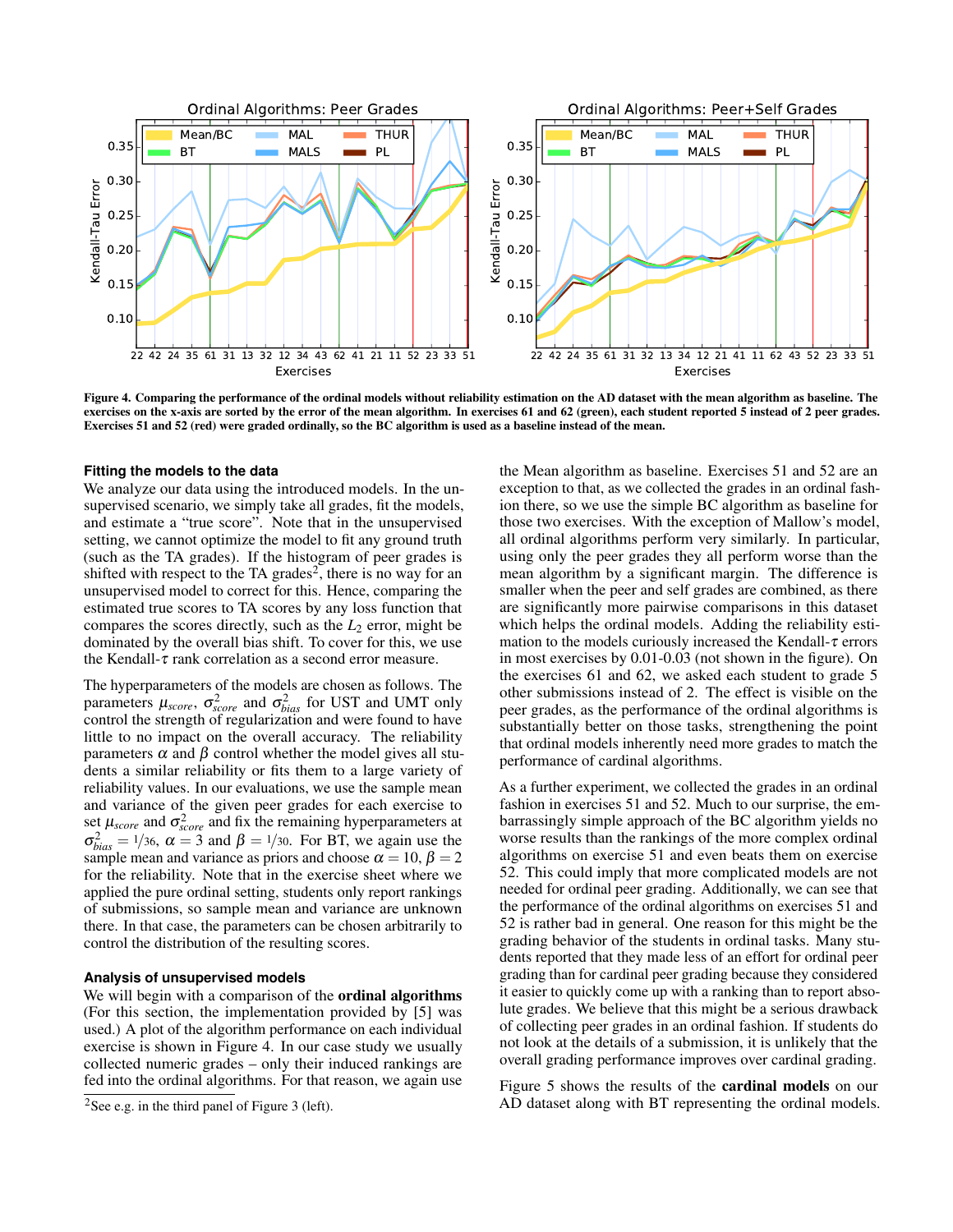Figure 4. Comparing the performance of the ordinal models without reliability estimation on the AD dataset with the mean algorithm as baseline. The exercises on the x-axis are sorted by the error of the mean algorithm. In exercises 61 and 62 (green), each student reported 5 instead of 2 peer grades. Exercises 51 and 52 (red) were graded ordinally, so the BC algorithm is used as a baseline instead of the mean.

### Fitting the models to the data

We analyze our data using the introduced models. In the unsupervised scenario, we simply take all grades, fit the models, and estimate a "true score". Note that in the unsupervised setting, we cannot optimize the model to fit any ground truth (such as the TA grades). If the histogram of peer grades is shifted with respect to the TA grades[2], there is no way for an unsupervised model to correct for this. Hence, comparing the estimated true scores to TA scores by any loss function that compares the scores directly, such as the $L_2$ error, might be dominated by the overall bias shift. To cover for this, we use the Kendall-$\tau$ rank correlation as a second error measure.

The hyperparameters of the models are chosen as follows. The parameters $\mu_{score}$, $\sigma^2_{score}$ and $\sigma^2_{bias}$ for UST and UMT only control the strength of regularization and were found to have little to no impact on the overall accuracy. The reliability parameters $\alpha$ and $\beta$ control whether the model gives all students a similar reliability or fits them to a large variety of reliability values. In our evaluations, we use the sample mean and variance of the given peer grades for each exercise to set $\mu_{score}$ and $\sigma^2_{score}$ and fix the remaining hyperparameters at $\sigma^2_{bias} = 1/36$, $\alpha = 3$ and $\beta = 1/30$. For BT, we again use the sample mean and variance as priors and choose $\alpha = 10$, $\beta = 2$ for the reliability. Note that in the exercise sheet where we applied the pure ordinal setting, students only report rankings of submissions, so sample mean and variance are unknown there. In that case, the parameters can be chosen arbitrarily to control the distribution of the resulting scores.

### Analysis of unsupervised models

We will begin with a comparison of the **ordinal algorithms** (For this section, the implementation provided by [5] was used.) A plot of the algorithm performance on each individual exercise is shown in Figure 4. In our case study we usually collected numeric grades – only their induced rankings are fed into the ordinal algorithms. For that reason, we again use the Mean algorithm as baseline. Exercises 51 and 52 are an exception to that, as we collected the grades in an ordinal fashion there, so we use the simple BC algorithm as baseline for those two exercises. With the exception of Mallow's model, all ordinal algorithms perform very similarly. In particular, using only the peer grades they all perform worse than the mean algorithm by a significant margin. The difference is smaller when the peer and self grades are combined, as there are significantly more pairwise comparisons in this dataset which helps the ordinal models. Adding the reliability estimation to the models curiously increased the Kendall-$\tau$ errors in most exercises by 0.01-0.03 (not shown in the figure). On the exercises 61 and 62, we asked each student to grade 5 other submissions instead of 2. The effect is visible on the peer grades, as the performance of the ordinal algorithms is substantially better on those tasks, strengthening the point that ordinal models inherently need more grades to match the performance of cardinal algorithms.

As a further experiment, we collected the grades in an ordinal fashion in exercises 51 and 52. Much to our surprise, the embarrassingly simple approach of the BC algorithm yields no worse results than the rankings of the more complex ordinal algorithms on exercise 51 and even beats them on exercise 52. This could imply that more complicated models are not needed for ordinal peer grading. Additionally, we can see that the performance of the ordinal algorithms on exercises 51 and 52 is rather bad in general. One reason for this might be the grading behavior of the students in ordinal tasks. Many students reported that they made less of an effort for ordinal peer grading than for cardinal peer grading because they considered it easier to quickly come up with a ranking than to report absolute grades. We believe that this might be a serious drawback of collecting peer grades in an ordinal fashion. If students do not look at the details of a submission, it is unlikely that the overall grading performance improves over cardinal grading.

Figure 5 shows the results of the **cardinal models** on our AD dataset along with BT representing the ordinal models.

[2] See e.g. in the third panel of Figure 3 (left).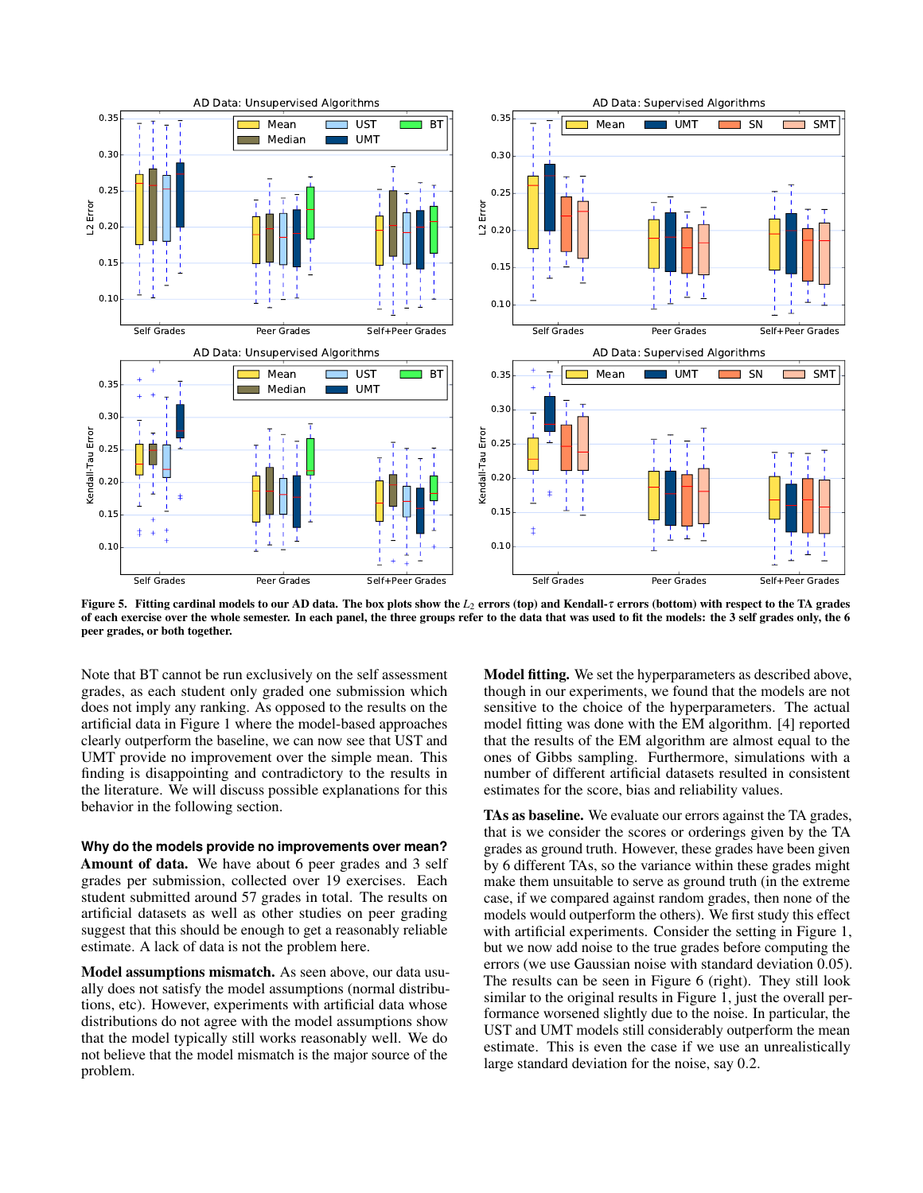Figure 5. Fitting cardinal models to our AD data. The box plots show the $L_2$ errors (top) and Kendall-$\tau$ errors (bottom) with respect to the TA grades of each exercise over the whole semester. In each panel, the three groups refer to the data that was used to fit the models: the 3 self grades only, the 6 peer grades, or both together.

Note that BT cannot be run exclusively on the self assessment grades, as each student only graded one submission which does not imply any ranking. As opposed to the results on the artificial data in Figure 1 where the model-based approaches clearly outperform the baseline, we can now see that UST and UMT provide no improvement over the simple mean. This finding is disappointing and contradictory to the results in the literature. We will discuss possible explanations for this behavior in the following section.

**Why do the models provide no improvements over mean?**

**Amount of data.** We have about 6 peer grades and 3 self grades per submission, collected over 19 exercises. Each student submitted around 57 grades in total. The results on artificial datasets as well as other studies on peer grading suggest that this should be enough to get a reasonably reliable estimate. A lack of data is not the problem here.

**Model assumptions mismatch.** As seen above, our data usually does not satisfy the model assumptions (normal distributions, etc). However, experiments with artificial data whose distributions do not agree with the model assumptions show that the model typically still works reasonably well. We do not believe that the model mismatch is the major source of the problem.

**Model fitting.** We set the hyperparameters as described above, though in our experiments, we found that the models are not sensitive to the choice of the hyperparameters. The actual model fitting was done with the EM algorithm. [4] reported that the results of the EM algorithm are almost equal to the ones of Gibbs sampling. Furthermore, simulations with a number of different artificial datasets resulted in consistent estimates for the score, bias and reliability values.

**TAs as baseline.** We evaluate our errors against the TA grades, that is we consider the scores or orderings given by the TA grades as ground truth. However, these grades have been given by 6 different TAs, so the variance within these grades might make them unsuitable to serve as ground truth (in the extreme case, if we compared against random grades, then none of the models would outperform the others). We first study this effect with artificial experiments. Consider the setting in Figure 1, but we now add noise to the true grades before computing the errors (we use Gaussian noise with standard deviation 0.05). The results can be seen in Figure 6 (right). They still look similar to the original results in Figure 1, just the overall performance worsened slightly due to the noise. In particular, the UST and UMT models still considerably outperform the mean estimate. This is even the case if we use an unrealistically large standard deviation for the noise, say 0.2.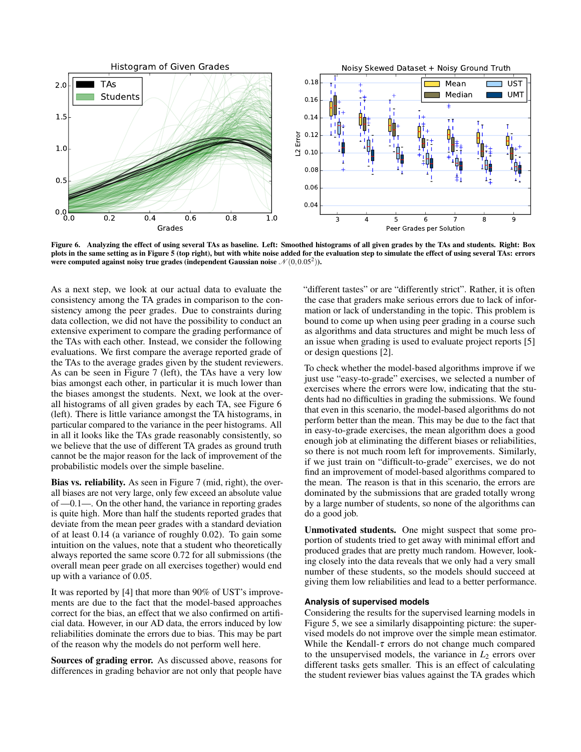**Figure 6. Analyzing the effect of using several TAs as baseline. Left: Smoothed histograms of all given grades by the TAs and students. Right: Box plots in the same setting as in Figure 5 (top right), but with white noise added for the evaluation step to simulate the effect of using several TAs: errors were computed against noisy true grades (independent Gaussian noise $\mathcal{N}(0, 0.05^2)$).**

As a next step, we look at our actual data to evaluate the consistency among the TA grades in comparison to the consistency among the peer grades. Due to constraints during data collection, we did not have the possibility to conduct an extensive experiment to compare the grading performance of the TAs with each other. Instead, we consider the following evaluations. We first compare the average reported grade of the TAs to the average grades given by the student reviewers. As can be seen in Figure 7 (left), the TAs have a very low bias amongst each other, in particular it is much lower than the biases amongst the students. Next, we look at the overall histograms of all given grades by each TA, see Figure 6 (left). There is little variance amongst the TA histograms, in particular compared to the variance in the peer histograms. All in all it looks like the TAs grade reasonably consistently, so we believe that the use of different TA grades as ground truth cannot be the major reason for the lack of improvement of the probabilistic models over the simple baseline.

**Bias vs. reliability.** As seen in Figure 7 (mid, right), the overall biases are not very large, only few exceed an absolute value of —0.1—. On the other hand, the variance in reporting grades is quite high. More than half the students reported grades that deviate from the mean peer grades with a standard deviation of at least 0.14 (a variance of roughly 0.02). To gain some intuition on the values, note that a student who theoretically always reported the same score 0.72 for all submissions (the overall mean peer grade on all exercises together) would end up with a variance of 0.05.

It was reported by [4] that more than 90% of UST's improvements are due to the fact that the model-based approaches correct for the bias, an effect that we also confirmed on artificial data. However, in our AD data, the errors induced by low reliabilities dominate the errors due to bias. This may be part of the reason why the models do not perform well here.

**Sources of grading error.** As discussed above, reasons for differences in grading behavior are not only that people have "different tastes" or are "differently strict". Rather, it is often the case that graders make serious errors due to lack of information or lack of understanding in the topic. This problem is bound to come up when using peer grading in a course such as algorithms and data structures and might be much less of an issue when grading is used to evaluate project reports [5] or design questions [2].

To check whether the model-based algorithms improve if we just use "easy-to-grade" exercises, we selected a number of exercises where the errors were low, indicating that the students had no difficulties in grading the submissions. We found that even in this scenario, the model-based algorithms do not perform better than the mean. This may be due to the fact that in easy-to-grade exercises, the mean algorithm does a good enough job at eliminating the different biases or reliabilities, so there is not much room left for improvements. Similarly, if we just train on "difficult-to-grade" exercises, we do not find an improvement of model-based algorithms compared to the mean. The reason is that in this scenario, the errors are dominated by the submissions that are graded totally wrong by a large number of students, so none of the algorithms can do a good job.

**Unmotivated students.** One might suspect that some proportion of students tried to get away with minimal effort and produced grades that are pretty much random. However, looking closely into the data reveals that we only had a very small number of these students, so the models should succeed at giving them low reliabilities and lead to a better performance.

### Analysis of supervised models

Considering the results for the supervised learning models in Figure 5, we see a similarly disappointing picture: the supervised models do not improve over the simple mean estimator. While the Kendall-$\tau$ errors do not change much compared to the unsupervised models, the variance in $L_2$ errors over different tasks gets smaller. This is an effect of calculating the student reviewer bias values against the TA grades which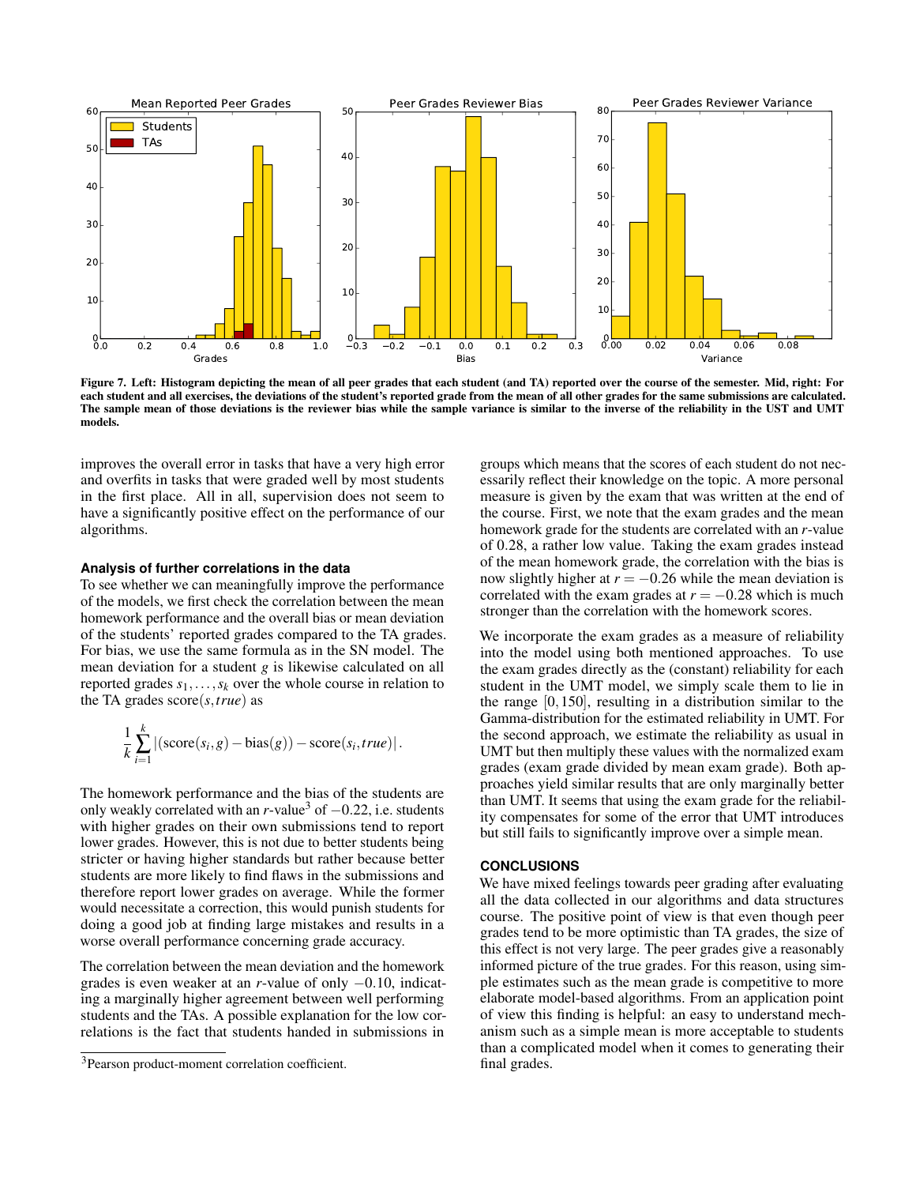Figure 7. Left: Histogram depicting the mean of all peer grades that each student (and TA) reported over the course of the semester. Mid, right: For each student and all exercises, the deviations of the student's reported grade from the mean of all other grades for the same submissions are calculated. The sample mean of those deviations is the reviewer bias while the sample variance is similar to the inverse of the reliability in the UST and UMT models.

improves the overall error in tasks that have a very high error and overfits in tasks that were graded well by most students in the first place. All in all, supervision does not seem to have a significantly positive effect on the performance of our algorithms.

### Analysis of further correlations in the data

To see whether we can meaningfully improve the performance of the models, we first check the correlation between the mean homework performance and the overall bias or mean deviation of the students' reported grades compared to the TA grades. For bias, we use the same formula as in the SN model. The mean deviation for a student $g$ is likewise calculated on all reported grades $s_1, \ldots, s_k$ over the whole course in relation to the TA grades $\text{score}(s, true)$ as

$$\frac{1}{k}\sum_{i=1}^{k} \left| (\text{score}(s_i, g) - \text{bias}(g)) - \text{score}(s_i, true) \right|.$$

The homework performance and the bias of the students are only weakly correlated with an $r$-value[3] of $-0.22$, i.e. students with higher grades on their own submissions tend to report lower grades. However, this is not due to better students being stricter or having higher standards but rather because better students are more likely to find flaws in the submissions and therefore report lower grades on average. While the former would necessitate a correction, this would punish students for doing a good job at finding large mistakes and results in a worse overall performance concerning grade accuracy.

The correlation between the mean deviation and the homework grades is even weaker at an $r$-value of only $-0.10$, indicating a marginally higher agreement between well performing students and the TAs. A possible explanation for the low correlations is the fact that students handed in submissions in groups which means that the scores of each student do not necessarily reflect their knowledge on the topic. A more personal measure is given by the exam that was written at the end of the course. First, we note that the exam grades and the mean homework grade for the students are correlated with an $r$-value of 0.28, a rather low value. Taking the exam grades instead of the mean homework grade, the correlation with the bias is now slightly higher at $r = -0.26$ while the mean deviation is correlated with the exam grades at $r = -0.28$ which is much stronger than the correlation with the homework scores.

We incorporate the exam grades as a measure of reliability into the model using both mentioned approaches. To use the exam grades directly as the (constant) reliability for each student in the UMT model, we simply scale them to lie in the range $[0, 150]$, resulting in a distribution similar to the Gamma-distribution for the estimated reliability in UMT. For the second approach, we estimate the reliability as usual in UMT but then multiply these values with the normalized exam grades (exam grade divided by mean exam grade). Both approaches yield similar results that are only marginally better than UMT. It seems that using the exam grade for the reliability compensates for some of the error that UMT introduces but still fails to significantly improve over a simple mean.

### CONCLUSIONS

We have mixed feelings towards peer grading after evaluating all the data collected in our algorithms and data structures course. The positive point of view is that even though peer grades tend to be more optimistic than TA grades, the size of this effect is not very large. The peer grades give a reasonably informed picture of the true grades. For this reason, using simple estimates such as the mean grade is competitive to more elaborate model-based algorithms. From an application point of view this finding is helpful: an easy to understand mechanism such as a simple mean is more acceptable to students than a complicated model when it comes to generating their final grades.

[3] Pearson product-moment correlation coefficient.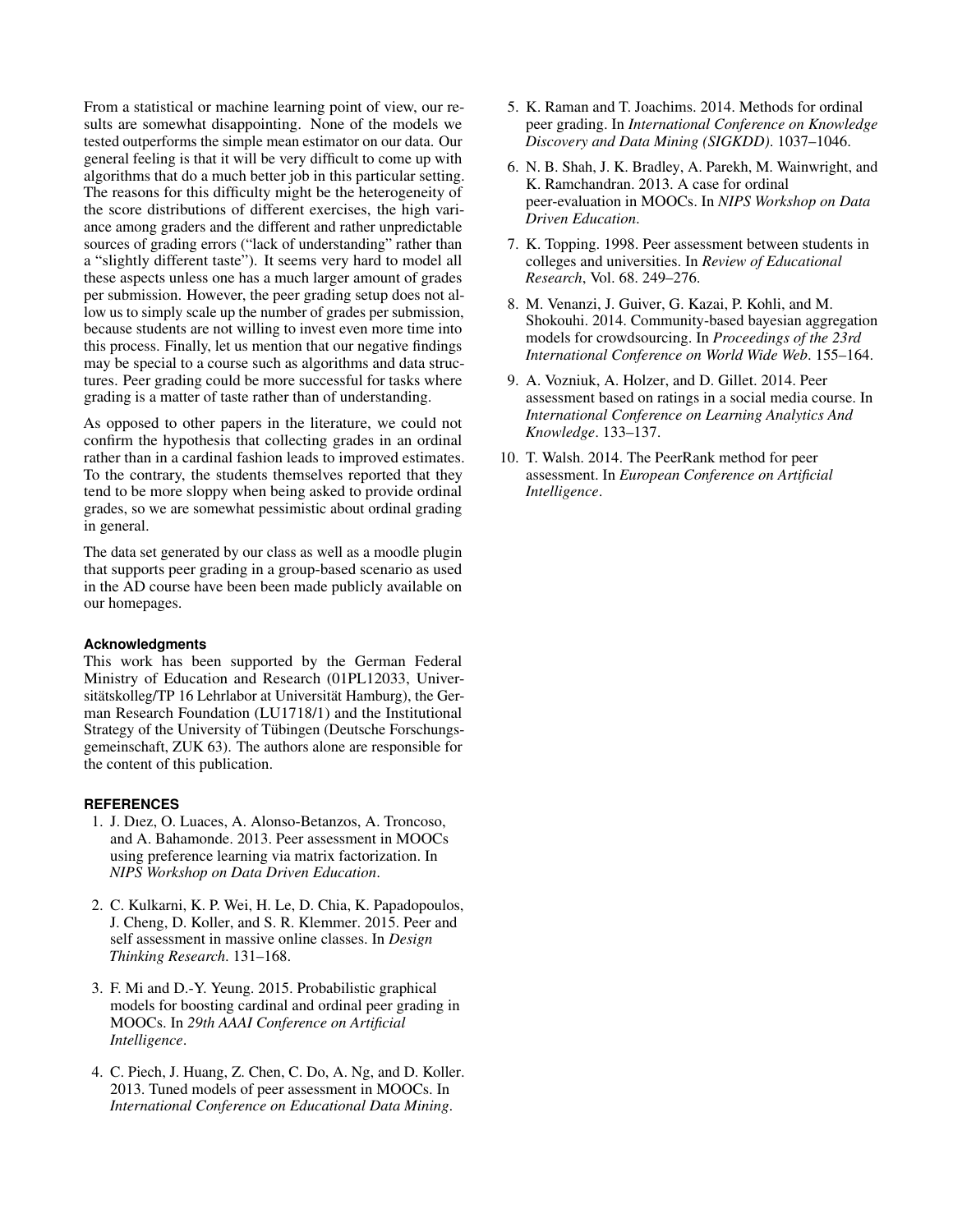From a statistical or machine learning point of view, our results are somewhat disappointing. None of the models we tested outperforms the simple mean estimator on our data. Our general feeling is that it will be very difficult to come up with algorithms that do a much better job in this particular setting. The reasons for this difficulty might be the heterogeneity of the score distributions of different exercises, the high variance among graders and the different and rather unpredictable sources of grading errors ("lack of understanding" rather than a "slightly different taste"). It seems very hard to model all these aspects unless one has a much larger amount of grades per submission. However, the peer grading setup does not allow us to simply scale up the number of grades per submission, because students are not willing to invest even more time into this process. Finally, let us mention that our negative findings may be special to a course such as algorithms and data structures. Peer grading could be more successful for tasks where grading is a matter of taste rather than of understanding.

As opposed to other papers in the literature, we could not confirm the hypothesis that collecting grades in an ordinal rather than in a cardinal fashion leads to improved estimates. To the contrary, the students themselves reported that they tend to be more sloppy when being asked to provide ordinal grades, so we are somewhat pessimistic about ordinal grading in general.

The data set generated by our class as well as a moodle plugin that supports peer grading in a group-based scenario as used in the AD course have been been made publicly available on our homepages.

#### Acknowledgments

This work has been supported by the German Federal Ministry of Education and Research (01PL12033, Universitätskolleg/TP 16 Lehrlabor at Universität Hamburg), the German Research Foundation (LU1718/1) and the Institutional Strategy of the University of Tübingen (Deutsche Forschungsgemeinschaft, ZUK 63). The authors alone are responsible for the content of this publication.

#### REFERENCES

1. J. Dıez, O. Luaces, A. Alonso-Betanzos, A. Troncoso, and A. Bahamonde. 2013. Peer assessment in MOOCs using preference learning via matrix factorization. In *NIPS Workshop on Data Driven Education*.
2. C. Kulkarni, K. P. Wei, H. Le, D. Chia, K. Papadopoulos, J. Cheng, D. Koller, and S. R. Klemmer. 2015. Peer and self assessment in massive online classes. In *Design Thinking Research*. 131–168.
3. F. Mi and D.-Y. Yeung. 2015. Probabilistic graphical models for boosting cardinal and ordinal peer grading in MOOCs. In *29th AAAI Conference on Artificial Intelligence*.
4. C. Piech, J. Huang, Z. Chen, C. Do, A. Ng, and D. Koller. 2013. Tuned models of peer assessment in MOOCs. In *International Conference on Educational Data Mining*.
5. K. Raman and T. Joachims. 2014. Methods for ordinal peer grading. In *International Conference on Knowledge Discovery and Data Mining (SIGKDD)*. 1037–1046.
6. N. B. Shah, J. K. Bradley, A. Parekh, M. Wainwright, and K. Ramchandran. 2013. A case for ordinal peer-evaluation in MOOCs. In *NIPS Workshop on Data Driven Education*.
7. K. Topping. 1998. Peer assessment between students in colleges and universities. In *Review of Educational Research*, Vol. 68. 249–276.
8. M. Venanzi, J. Guiver, G. Kazai, P. Kohli, and M. Shokouhi. 2014. Community-based bayesian aggregation models for crowdsourcing. In *Proceedings of the 23rd International Conference on World Wide Web*. 155–164.
9. A. Vozniuk, A. Holzer, and D. Gillet. 2014. Peer assessment based on ratings in a social media course. In *International Conference on Learning Analytics And Knowledge*. 133–137.
10. T. Walsh. 2014. The PeerRank method for peer assessment. In *European Conference on Artificial Intelligence*.